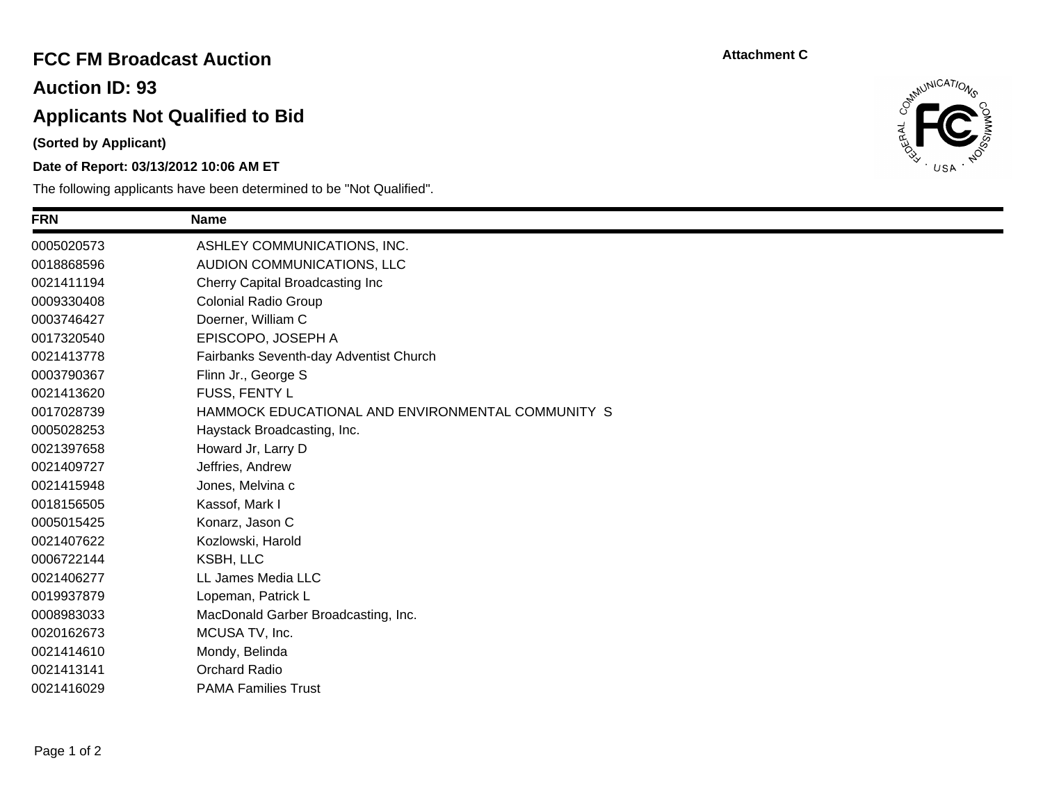# FCC FM Broadcast Auction

Attachment C

## Auction ID: 93

## Applicants Not Qualified to Bid

**(Sorted by Applicant)**

**Date of Report: 03/13/2012 10:06 AM ET**

The following applicants have been determined to be "Not Qualified".

| FRN | Name |
|---|---|
| 0005020573 | ASHLEY COMMUNICATIONS, INC. |
| 0018868596 | AUDION COMMUNICATIONS, LLC |
| 0021411194 | Cherry Capital Broadcasting Inc |
| 0009330408 | Colonial Radio Group |
| 0003746427 | Doerner, William C |
| 0017320540 | EPISCOPO, JOSEPH A |
| 0021413778 | Fairbanks Seventh-day Adventist Church |
| 0003790367 | Flinn Jr., George S |
| 0021413620 | FUSS, FENTY L |
| 0017028739 | HAMMOCK EDUCATIONAL AND ENVIRONMENTAL COMMUNITY S |
| 0005028253 | Haystack Broadcasting, Inc. |
| 0021397658 | Howard Jr, Larry D |
| 0021409727 | Jeffries, Andrew |
| 0021415948 | Jones, Melvina c |
| 0018156505 | Kassof, Mark I |
| 0005015425 | Konarz, Jason C |
| 0021407622 | Kozlowski, Harold |
| 0006722144 | KSBH, LLC |
| 0021406277 | LL James Media LLC |
| 0019937879 | Lopeman, Patrick L |
| 0008983033 | MacDonald Garber Broadcasting, Inc. |
| 0020162673 | MCUSA TV, Inc. |
| 0021414610 | Mondy, Belinda |
| 0021413141 | Orchard Radio |
| 0021416029 | PAMA Families Trust |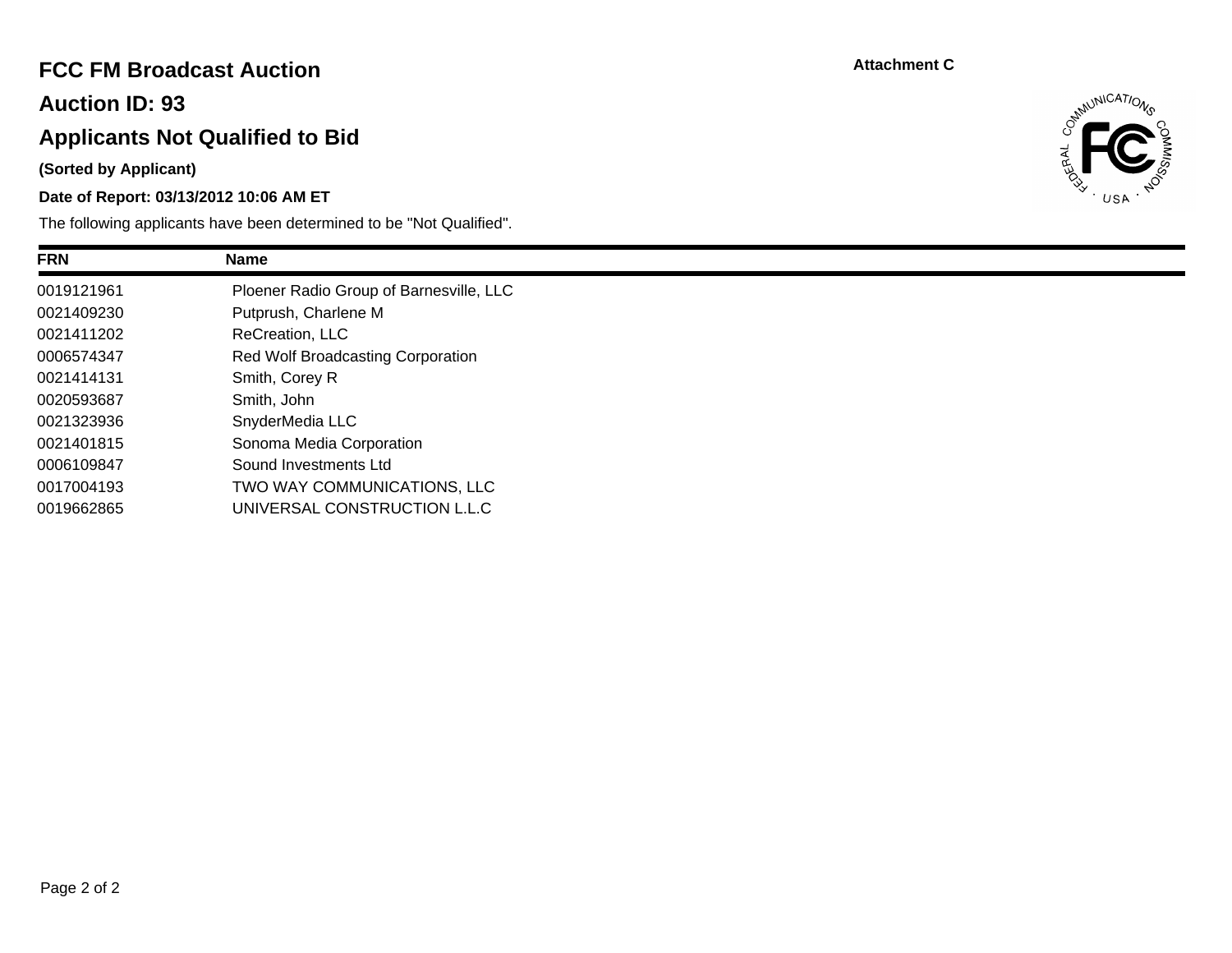**Attachment C**

# FCC FM Broadcast Auction

## Auction ID: 93

## Applicants Not Qualified to Bid

**(Sorted by Applicant)**

**Date of Report: 03/13/2012 10:06 AM ET**

The following applicants have been determined to be "Not Qualified".

| FRN | Name |
|---|---|
| 0019121961 | Ploener Radio Group of Barnesville, LLC |
| 0021409230 | Putprush, Charlene M |
| 0021411202 | ReCreation, LLC |
| 0006574347 | Red Wolf Broadcasting Corporation |
| 0021414131 | Smith, Corey R |
| 0020593687 | Smith, John |
| 0021323936 | SnyderMedia LLC |
| 0021401815 | Sonoma Media Corporation |
| 0006109847 | Sound Investments Ltd |
| 0017004193 | TWO WAY COMMUNICATIONS, LLC |
| 0019662865 | UNIVERSAL CONSTRUCTION L.L.C |